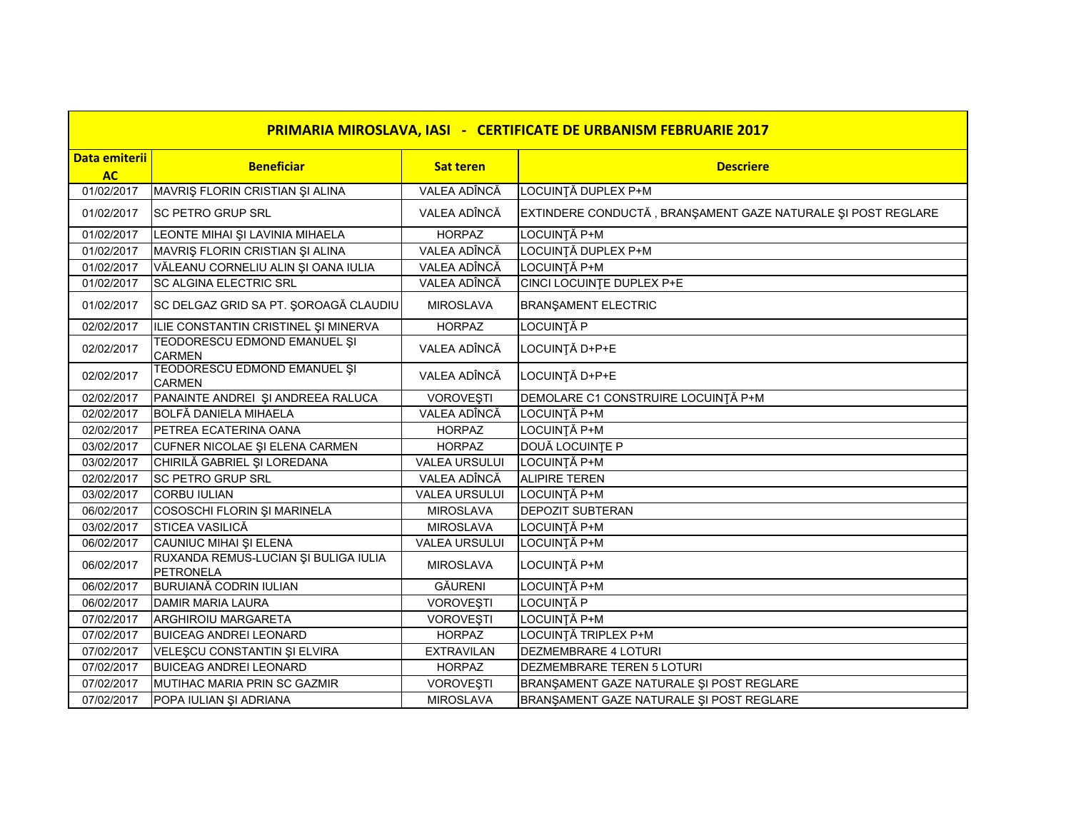| PRIMARIA MIROSLAVA, IASI - CERTIFICATE DE URBANISM FEBRUARIE 2017 | | | |
|---|---|---|---|
| **Data emiterii AC** | **Beneficiar** | **Sat teren** | **Descriere** |
| 01/02/2017 | MAVRIŞ FLORIN CRISTIAN ŞI ALINA | VALEA ADÎNCĂ | LOCUINŢĂ DUPLEX P+M |
| 01/02/2017 | SC PETRO GRUP SRL | VALEA ADÎNCĂ | EXTINDERE CONDUCTĂ , BRANŞAMENT GAZE NATURALE ŞI POST REGLARE |
| 01/02/2017 | LEONTE MIHAI ŞI LAVINIA MIHAELA | HORPAZ | LOCUINŢĂ P+M |
| 01/02/2017 | MAVRIŞ FLORIN CRISTIAN ŞI ALINA | VALEA ADÎNCĂ | LOCUINŢĂ DUPLEX P+M |
| 01/02/2017 | VĂLEANU CORNELIU ALIN ŞI OANA IULIA | VALEA ADÎNCĂ | LOCUINŢĂ P+M |
| 01/02/2017 | SC ALGINA ELECTRIC SRL | VALEA ADÎNCĂ | CINCI LOCUINŢE DUPLEX P+E |
| 01/02/2017 | SC DELGAZ GRID SA PT. ŞOROAGĂ CLAUDIU | MIROSLAVA | BRANŞAMENT ELECTRIC |
| 02/02/2017 | ILIE CONSTANTIN CRISTINEL ŞI MINERVA | HORPAZ | LOCUINŢĂ P |
| 02/02/2017 | TEODORESCU EDMOND EMANUEL ŞI CARMEN | VALEA ADÎNCĂ | LOCUINŢĂ D+P+E |
| 02/02/2017 | TEODORESCU EDMOND EMANUEL ŞI CARMEN | VALEA ADÎNCĂ | LOCUINŢĂ D+P+E |
| 02/02/2017 | PANAINTE ANDREI ŞI ANDREEA RALUCA | VOROVEŞTI | DEMOLARE C1 CONSTRUIRE LOCUINŢĂ P+M |
| 02/02/2017 | BOLFĂ DANIELA MIHAELA | VALEA ADÎNCĂ | LOCUINŢĂ P+M |
| 02/02/2017 | PETREA ECATERINA OANA | HORPAZ | LOCUINŢĂ P+M |
| 03/02/2017 | CUFNER NICOLAE ŞI ELENA CARMEN | HORPAZ | DOUĂ LOCUINŢE P |
| 03/02/2017 | CHIRILĂ GABRIEL ŞI LOREDANA | VALEA URSULUI | LOCUINŢĂ P+M |
| 02/02/2017 | SC PETRO GRUP SRL | VALEA ADÎNCĂ | ALIPIRE TEREN |
| 03/02/2017 | CORBU IULIAN | VALEA URSULUI | LOCUINŢĂ P+M |
| 06/02/2017 | COSOSCHI FLORIN ŞI MARINELA | MIROSLAVA | DEPOZIT SUBTERAN |
| 03/02/2017 | STICEA VASILICĂ | MIROSLAVA | LOCUINŢĂ P+M |
| 06/02/2017 | CAUNIUC MIHAI ŞI ELENA | VALEA URSULUI | LOCUINŢĂ P+M |
| 06/02/2017 | RUXANDA REMUS-LUCIAN ŞI BULIGA IULIA PETRONELA | MIROSLAVA | LOCUINŢĂ P+M |
| 06/02/2017 | BURUIANĂ CODRIN IULIAN | GĂURENI | LOCUINŢĂ P+M |
| 06/02/2017 | DAMIR MARIA LAURA | VOROVEŞTI | LOCUINŢĂ P |
| 07/02/2017 | ARGHIROIU MARGARETA | VOROVEŞTI | LOCUINŢĂ P+M |
| 07/02/2017 | BUICEAG ANDREI LEONARD | HORPAZ | LOCUINŢĂ TRIPLEX P+M |
| 07/02/2017 | VELEŞCU CONSTANTIN ŞI ELVIRA | EXTRAVILAN | DEZMEMBRARE 4 LOTURI |
| 07/02/2017 | BUICEAG ANDREI LEONARD | HORPAZ | DEZMEMBRARE TEREN 5 LOTURI |
| 07/02/2017 | MUTIHAC MARIA PRIN SC GAZMIR | VOROVEŞTI | BRANŞAMENT GAZE NATURALE ŞI POST REGLARE |
| 07/02/2017 | POPA IULIAN ŞI ADRIANA | MIROSLAVA | BRANŞAMENT GAZE NATURALE ŞI POST REGLARE |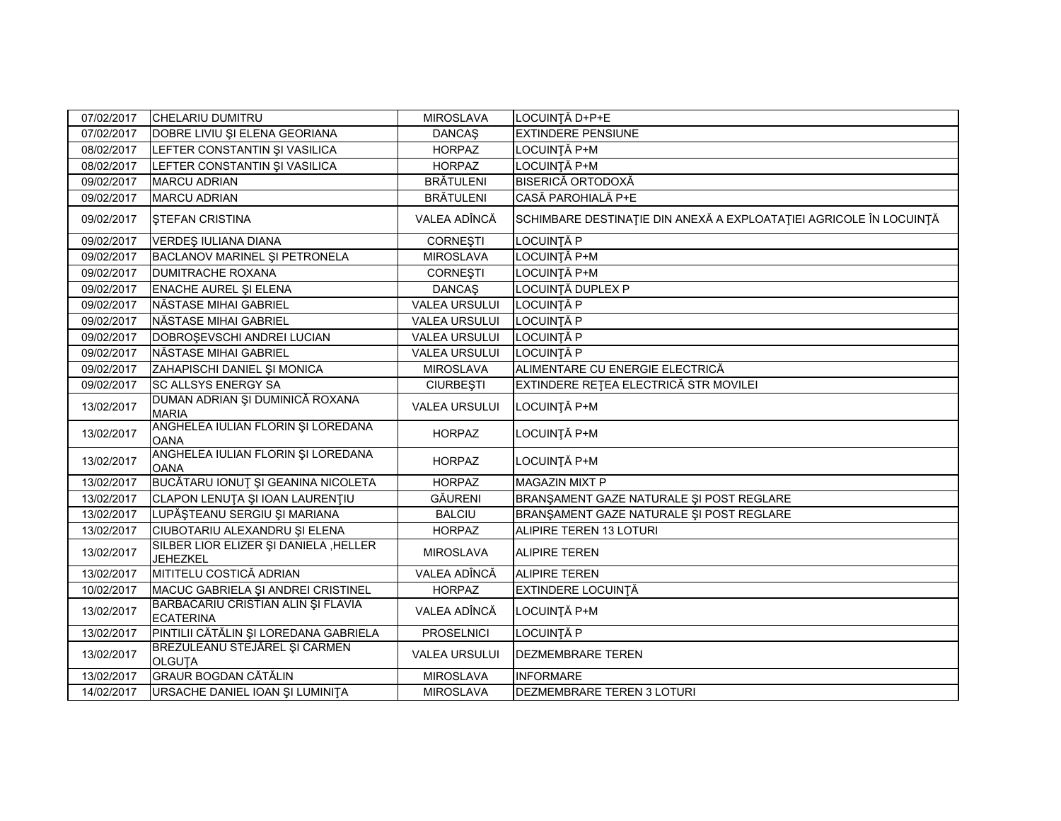| | | | |
|---|---|---|---|
| 07/02/2017 | CHELARIU DUMITRU | MIROSLAVA | LOCUINŢĂ D+P+E |
| 07/02/2017 | DOBRE LIVIU ŞI ELENA GEORIANA | DANCAŞ | EXTINDERE PENSIUNE |
| 08/02/2017 | LEFTER CONSTANTIN ŞI VASILICA | HORPAZ | LOCUINŢĂ P+M |
| 08/02/2017 | LEFTER CONSTANTIN ŞI VASILICA | HORPAZ | LOCUINŢĂ P+M |
| 09/02/2017 | MARCU ADRIAN | BRĂTULENI | BISERICĂ ORTODOXĂ |
| 09/02/2017 | MARCU ADRIAN | BRĂTULENI | CASĂ PAROHIALĂ P+E |
| 09/02/2017 | ŞTEFAN CRISTINA | VALEA ADÎNCĂ | SCHIMBARE DESTINAŢIE DIN ANEXĂ A EXPLOATAŢIEI AGRICOLE ÎN LOCUINŢĂ |
| 09/02/2017 | VERDEŞ IULIANA DIANA | CORNEŞTI | LOCUINŢĂ P |
| 09/02/2017 | BACLANOV MARINEL ŞI PETRONELA | MIROSLAVA | LOCUINŢĂ P+M |
| 09/02/2017 | DUMITRACHE ROXANA | CORNEŞTI | LOCUINŢĂ P+M |
| 09/02/2017 | ENACHE AUREL ŞI ELENA | DANCAŞ | LOCUINŢĂ DUPLEX P |
| 09/02/2017 | NĂSTASE MIHAI GABRIEL | VALEA URSULUI | LOCUINŢĂ P |
| 09/02/2017 | NĂSTASE MIHAI GABRIEL | VALEA URSULUI | LOCUINŢĂ P |
| 09/02/2017 | DOBROŞEVSCHI ANDREI LUCIAN | VALEA URSULUI | LOCUINŢĂ P |
| 09/02/2017 | NĂSTASE MIHAI GABRIEL | VALEA URSULUI | LOCUINŢĂ P |
| 09/02/2017 | ZAHAPISCHI DANIEL ŞI MONICA | MIROSLAVA | ALIMENTARE CU ENERGIE ELECTRICĂ |
| 09/02/2017 | SC ALLSYS ENERGY SA | CIURBEŞTI | EXTINDERE REŢEA ELECTRICĂ STR MOVILEI |
| 13/02/2017 | DUMAN ADRIAN ŞI DUMINICĂ ROXANA MARIA | VALEA URSULUI | LOCUINŢĂ P+M |
| 13/02/2017 | ANGHELEA IULIAN FLORIN ŞI LOREDANA OANA | HORPAZ | LOCUINŢĂ P+M |
| 13/02/2017 | ANGHELEA IULIAN FLORIN ŞI LOREDANA OANA | HORPAZ | LOCUINŢĂ P+M |
| 13/02/2017 | BUCĂTARU IONUŢ ŞI GEANINA NICOLETA | HORPAZ | MAGAZIN MIXT P |
| 13/02/2017 | CLAPON LENUŢA ŞI IOAN LAURENŢIU | GĂURENI | BRANŞAMENT GAZE NATURALE ŞI POST REGLARE |
| 13/02/2017 | LUPĂŞTEANU SERGIU ŞI MARIANA | BALCIU | BRANŞAMENT GAZE NATURALE ŞI POST REGLARE |
| 13/02/2017 | CIUBOTARIU ALEXANDRU ŞI ELENA | HORPAZ | ALIPIRE TEREN 13 LOTURI |
| 13/02/2017 | SILBER LIOR ELIZER ŞI DANIELA ,HELLER JEHEZKEL | MIROSLAVA | ALIPIRE TEREN |
| 13/02/2017 | MITITELU COSTICĂ ADRIAN | VALEA ADÎNCĂ | ALIPIRE TEREN |
| 10/02/2017 | MACUC GABRIELA ŞI ANDREI CRISTINEL | HORPAZ | EXTINDERE LOCUINŢĂ |
| 13/02/2017 | BARBACARIU CRISTIAN ALIN ŞI FLAVIA ECATERINA | VALEA ADÎNCĂ | LOCUINŢĂ P+M |
| 13/02/2017 | PINTILII CĂTĂLIN ŞI LOREDANA GABRIELA | PROSELNICI | LOCUINŢĂ P |
| 13/02/2017 | BREZULEANU STEJĂREL ŞI CARMEN OLGUŢA | VALEA URSULUI | DEZMEMBRARE TEREN |
| 13/02/2017 | GRAUR BOGDAN CĂTĂLIN | MIROSLAVA | INFORMARE |
| 14/02/2017 | URSACHE DANIEL IOAN ŞI LUMINIŢA | MIROSLAVA | DEZMEMBRARE TEREN 3 LOTURI |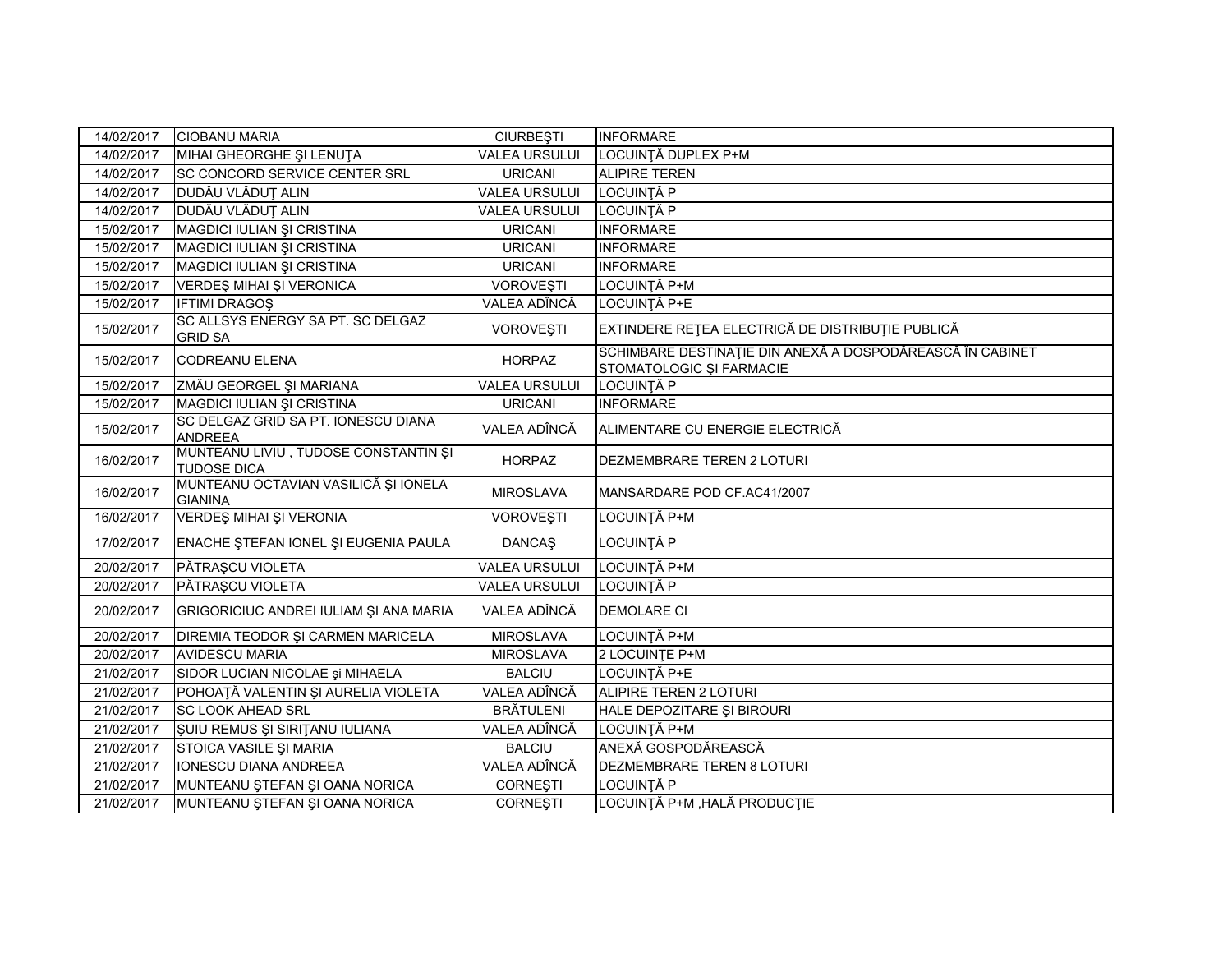| | | | |
|---|---|---|---|
| 14/02/2017 | CIOBANU MARIA | CIURBEŞTI | INFORMARE |
| 14/02/2017 | MIHAI GHEORGHE ŞI LENUŢA | VALEA URSULUI | LOCUINŢĂ DUPLEX P+M |
| 14/02/2017 | SC CONCORD SERVICE CENTER SRL | URICANI | ALIPIRE TEREN |
| 14/02/2017 | DUDĂU VLĂDUŢ ALIN | VALEA URSULUI | LOCUINŢĂ P |
| 14/02/2017 | DUDĂU VLĂDUŢ ALIN | VALEA URSULUI | LOCUINŢĂ P |
| 15/02/2017 | MAGDICI IULIAN ŞI CRISTINA | URICANI | INFORMARE |
| 15/02/2017 | MAGDICI IULIAN ŞI CRISTINA | URICANI | INFORMARE |
| 15/02/2017 | MAGDICI IULIAN ŞI CRISTINA | URICANI | INFORMARE |
| 15/02/2017 | VERDEŞ MIHAI ŞI VERONICA | VOROVEŞTI | LOCUINŢĂ P+M |
| 15/02/2017 | IFTIMI DRAGOŞ | VALEA ADÎNCĂ | LOCUINŢĂ P+E |
| 15/02/2017 | SC ALLSYS ENERGY SA PT. SC DELGAZ GRID SA | VOROVEŞTI | EXTINDERE REŢEA ELECTRICĂ DE DISTRIBUŢIE PUBLICĂ |
| 15/02/2017 | CODREANU ELENA | HORPAZ | SCHIMBARE DESTINAŢIE DIN ANEXĂ A DOSPODĂREASCĂ ÎN CABINET STOMATOLOGIC ŞI FARMACIE |
| 15/02/2017 | ZMĂU GEORGEL ŞI MARIANA | VALEA URSULUI | LOCUINŢĂ P |
| 15/02/2017 | MAGDICI IULIAN ŞI CRISTINA | URICANI | INFORMARE |
| 15/02/2017 | SC DELGAZ GRID SA PT. IONESCU DIANA ANDREEA | VALEA ADÎNCĂ | ALIMENTARE CU ENERGIE ELECTRICĂ |
| 16/02/2017 | MUNTEANU LIVIU , TUDOSE CONSTANTIN ŞI TUDOSE DICA | HORPAZ | DEZMEMBRARE TEREN 2 LOTURI |
| 16/02/2017 | MUNTEANU OCTAVIAN VASILICĂ ŞI IONELA GIANINA | MIROSLAVA | MANSARDARE POD CF.AC41/2007 |
| 16/02/2017 | VERDEŞ MIHAI ŞI VERONIA | VOROVEŞTI | LOCUINŢĂ P+M |
| 17/02/2017 | ENACHE ŞTEFAN IONEL ŞI EUGENIA PAULA | DANCAŞ | LOCUINŢĂ P |
| 20/02/2017 | PĂTRAŞCU VIOLETA | VALEA URSULUI | LOCUINŢĂ P+M |
| 20/02/2017 | PĂTRAŞCU VIOLETA | VALEA URSULUI | LOCUINŢĂ P |
| 20/02/2017 | GRIGORICIUC ANDREI IULIAM ŞI ANA MARIA | VALEA ADÎNCĂ | DEMOLARE CI |
| 20/02/2017 | DIREMIA TEODOR ŞI CARMEN MARICELA | MIROSLAVA | LOCUINŢĂ P+M |
| 20/02/2017 | AVIDESCU MARIA | MIROSLAVA | 2 LOCUINŢE P+M |
| 21/02/2017 | SIDOR LUCIAN NICOLAE şi MIHAELA | BALCIU | LOCUINŢĂ P+E |
| 21/02/2017 | POHOAŢĂ VALENTIN ŞI AURELIA VIOLETA | VALEA ADÎNCĂ | ALIPIRE TEREN 2 LOTURI |
| 21/02/2017 | SC LOOK AHEAD SRL | BRĂTULENI | HALE DEPOZITARE ŞI BIROURI |
| 21/02/2017 | ŞUIU REMUS ŞI SIRIŢANU IULIANA | VALEA ADÎNCĂ | LOCUINŢĂ P+M |
| 21/02/2017 | STOICA VASILE ŞI MARIA | BALCIU | ANEXĂ GOSPODĂREASCĂ |
| 21/02/2017 | IONESCU DIANA ANDREEA | VALEA ADÎNCĂ | DEZMEMBRARE TEREN 8 LOTURI |
| 21/02/2017 | MUNTEANU ŞTEFAN ŞI OANA NORICA | CORNEŞTI | LOCUINŢĂ P |
| 21/02/2017 | MUNTEANU ŞTEFAN ŞI OANA NORICA | CORNEŞTI | LOCUINŢĂ P+M ,HALĂ PRODUCŢIE |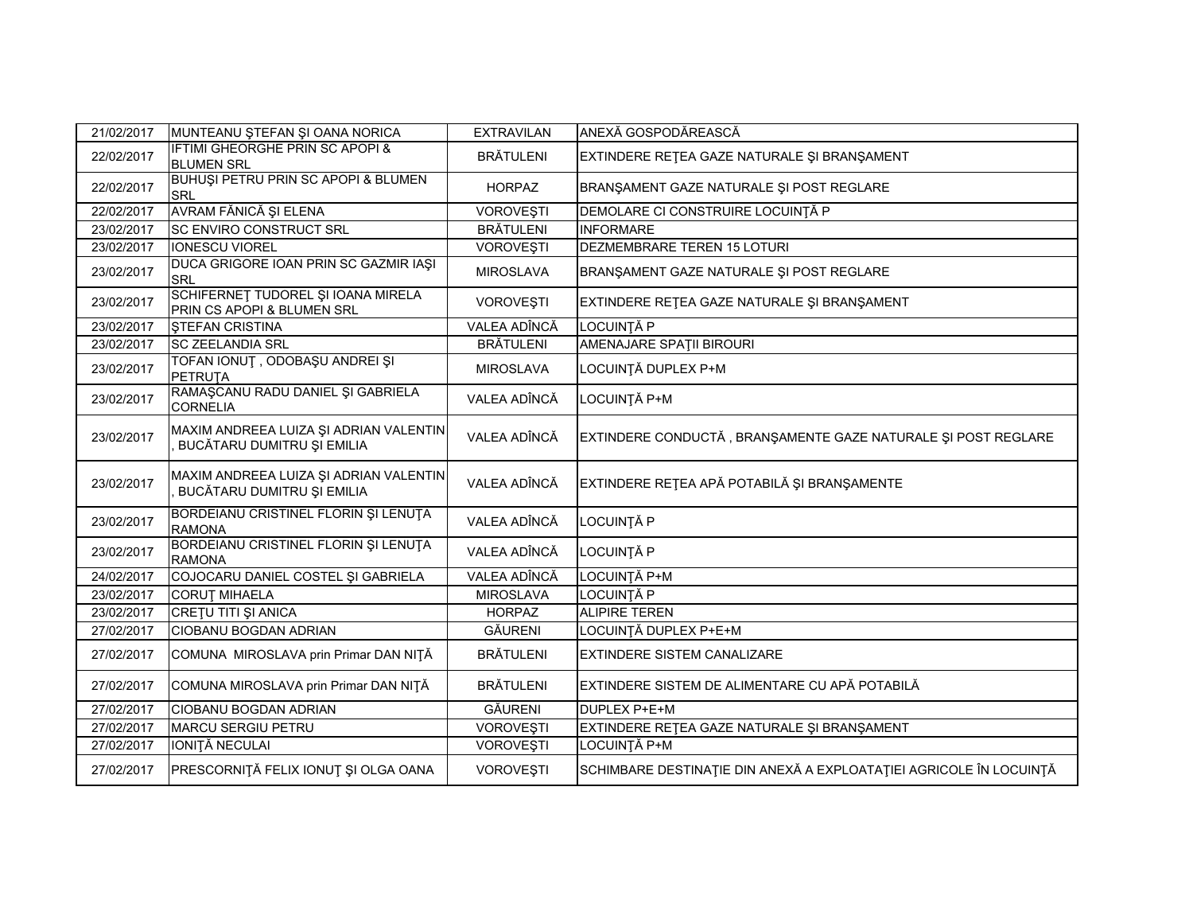| | | | |
|---|---|---|---|
| 21/02/2017 | MUNTEANU ŞTEFAN ŞI OANA NORICA | EXTRAVILAN | ANEXĂ GOSPODĂREASCĂ |
| 22/02/2017 | IFTIMI GHEORGHE PRIN SC APOPI & BLUMEN SRL | BRĂTULENI | EXTINDERE REŢEA GAZE NATURALE ŞI BRANŞAMENT |
| 22/02/2017 | BUHUŞI PETRU PRIN SC APOPI & BLUMEN SRL | HORPAZ | BRANŞAMENT GAZE NATURALE ŞI POST REGLARE |
| 22/02/2017 | AVRAM FĂNICĂ ŞI ELENA | VOROVEŞTI | DEMOLARE CI CONSTRUIRE LOCUINŢĂ P |
| 23/02/2017 | SC ENVIRO CONSTRUCT SRL | BRĂTULENI | INFORMARE |
| 23/02/2017 | IONESCU VIOREL | VOROVEŞTI | DEZMEMBRARE TEREN 15 LOTURI |
| 23/02/2017 | DUCA GRIGORE IOAN PRIN SC GAZMIR IAŞI SRL | MIROSLAVA | BRANŞAMENT GAZE NATURALE ŞI POST REGLARE |
| 23/02/2017 | SCHIFERNEŢ TUDOREL ŞI IOANA MIRELA PRIN CS APOPI & BLUMEN SRL | VOROVEŞTI | EXTINDERE REŢEA GAZE NATURALE ŞI BRANŞAMENT |
| 23/02/2017 | ŞTEFAN CRISTINA | VALEA ADÎNCĂ | LOCUINŢĂ P |
| 23/02/2017 | SC ZEELANDIA SRL | BRĂTULENI | AMENAJARE SPAŢII BIROURI |
| 23/02/2017 | TOFAN IONUŢ , ODOBAŞU ANDREI ŞI PETRUŢA | MIROSLAVA | LOCUINŢĂ DUPLEX P+M |
| 23/02/2017 | RAMAŞCANU RADU DANIEL ŞI GABRIELA CORNELIA | VALEA ADÎNCĂ | LOCUINŢĂ P+M |
| 23/02/2017 | MAXIM ANDREEA LUIZA ŞI ADRIAN VALENTIN , BUCĂTARU DUMITRU ŞI EMILIA | VALEA ADÎNCĂ | EXTINDERE CONDUCTĂ , BRANŞAMENTE GAZE NATURALE ŞI POST REGLARE |
| 23/02/2017 | MAXIM ANDREEA LUIZA ŞI ADRIAN VALENTIN , BUCĂTARU DUMITRU ŞI EMILIA | VALEA ADÎNCĂ | EXTINDERE REŢEA APĂ POTABILĂ ŞI BRANŞAMENTE |
| 23/02/2017 | BORDEIANU CRISTINEL FLORIN ŞI LENUŢA RAMONA | VALEA ADÎNCĂ | LOCUINŢĂ P |
| 23/02/2017 | BORDEIANU CRISTINEL FLORIN ŞI LENUŢA RAMONA | VALEA ADÎNCĂ | LOCUINŢĂ P |
| 24/02/2017 | COJOCARU DANIEL COSTEL ŞI GABRIELA | VALEA ADÎNCĂ | LOCUINŢĂ P+M |
| 23/02/2017 | CORUŢ MIHAELA | MIROSLAVA | LOCUINŢĂ P |
| 23/02/2017 | CREŢU TITI ŞI ANICA | HORPAZ | ALIPIRE TEREN |
| 27/02/2017 | CIOBANU BOGDAN ADRIAN | GĂURENI | LOCUINŢĂ DUPLEX P+E+M |
| 27/02/2017 | COMUNA MIROSLAVA prin Primar DAN NIŢĂ | BRĂTULENI | EXTINDERE SISTEM CANALIZARE |
| 27/02/2017 | COMUNA MIROSLAVA prin Primar DAN NIŢĂ | BRĂTULENI | EXTINDERE SISTEM DE ALIMENTARE CU APĂ POTABILĂ |
| 27/02/2017 | CIOBANU BOGDAN ADRIAN | GĂURENI | DUPLEX P+E+M |
| 27/02/2017 | MARCU SERGIU PETRU | VOROVEŞTI | EXTINDERE REŢEA GAZE NATURALE ŞI BRANŞAMENT |
| 27/02/2017 | IONIŢĂ NECULAI | VOROVEŞTI | LOCUINŢĂ P+M |
| 27/02/2017 | PRESCORNIŢĂ FELIX IONUŢ ŞI OLGA OANA | VOROVEŞTI | SCHIMBARE DESTINAŢIE DIN ANEXĂ A EXPLOATAŢIEI AGRICOLE ÎN LOCUINŢĂ |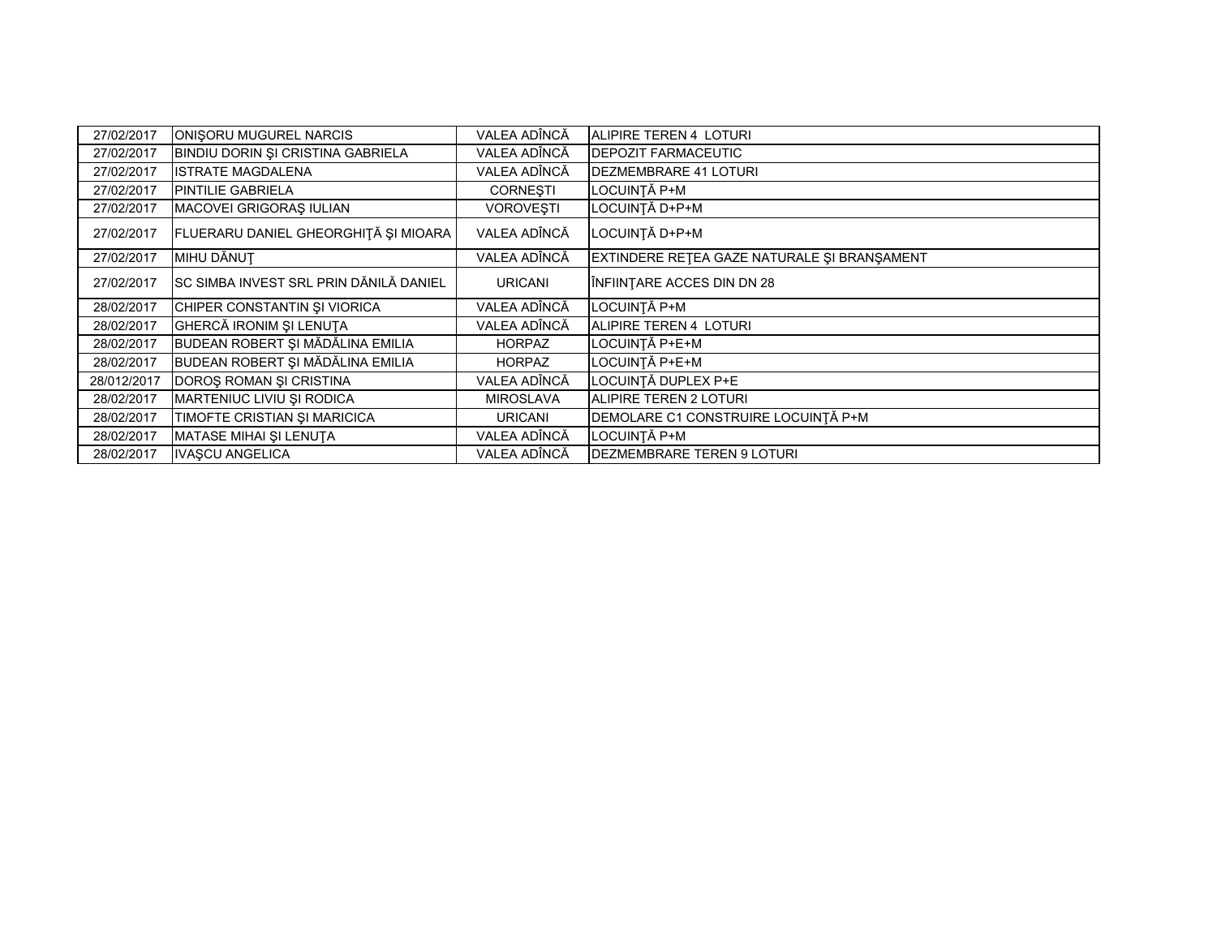| | | | |
|---|---|---|---|
| 27/02/2017 | ONIŞORU MUGUREL NARCIS | VALEA ADÎNCĂ | ALIPIRE TEREN 4  LOTURI |
| 27/02/2017 | BINDIU DORIN ŞI CRISTINA GABRIELA | VALEA ADÎNCĂ | DEPOZIT FARMACEUTIC |
| 27/02/2017 | ISTRATE MAGDALENA | VALEA ADÎNCĂ | DEZMEMBRARE 41 LOTURI |
| 27/02/2017 | PINTILIE GABRIELA | CORNEŞTI | LOCUINŢĂ P+M |
| 27/02/2017 | MACOVEI GRIGORAŞ IULIAN | VOROVEŞTI | LOCUINŢĂ D+P+M |
| 27/02/2017 | FLUERARU DANIEL GHEORGHIŢĂ ŞI MIOARA | VALEA ADÎNCĂ | LOCUINŢĂ D+P+M |
| 27/02/2017 | MIHU DĂNUŢ | VALEA ADÎNCĂ | EXTINDERE REŢEA GAZE NATURALE ŞI BRANŞAMENT |
| 27/02/2017 | SC SIMBA INVEST SRL PRIN DĂNILĂ DANIEL | URICANI | ÎNFIINŢARE ACCES DIN DN 28 |
| 28/02/2017 | CHIPER CONSTANTIN ŞI VIORICA | VALEA ADÎNCĂ | LOCUINŢĂ P+M |
| 28/02/2017 | GHERCĂ IRONIM ŞI LENUŢA | VALEA ADÎNCĂ | ALIPIRE TEREN 4  LOTURI |
| 28/02/2017 | BUDEAN ROBERT ŞI MĂDĂLINA EMILIA | HORPAZ | LOCUINŢĂ P+E+M |
| 28/02/2017 | BUDEAN ROBERT ŞI MĂDĂLINA EMILIA | HORPAZ | LOCUINŢĂ P+E+M |
| 28/012/2017 | DOROŞ ROMAN ŞI CRISTINA | VALEA ADÎNCĂ | LOCUINŢĂ DUPLEX P+E |
| 28/02/2017 | MARTENIUC LIVIU ŞI RODICA | MIROSLAVA | ALIPIRE TEREN 2 LOTURI |
| 28/02/2017 | TIMOFTE CRISTIAN ŞI MARICICA | URICANI | DEMOLARE C1 CONSTRUIRE LOCUINŢĂ P+M |
| 28/02/2017 | MATASE MIHAI ŞI LENUŢA | VALEA ADÎNCĂ | LOCUINŢĂ P+M |
| 28/02/2017 | IVAŞCU ANGELICA | VALEA ADÎNCĂ | DEZMEMBRARE TEREN 9 LOTURI |